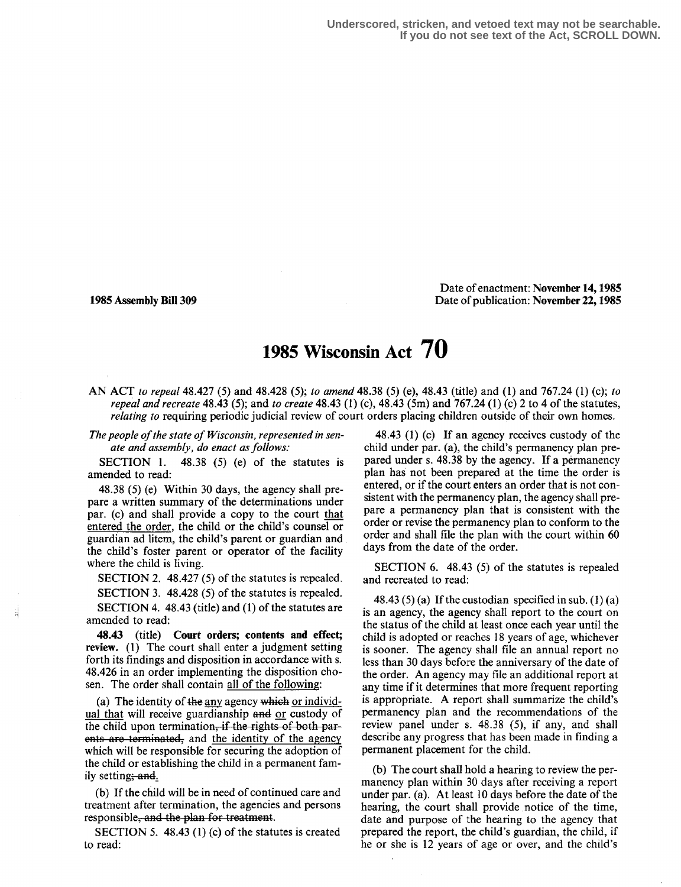Underscored, stricken, and vetoed text may not be searchable.
If you do not see text of the Act, SCROLL DOWN.

**1985 Assembly Bill 309**

Date of enactment: **November 14, 1985**
Date of publication: **November 22, 1985**

# 1985 Wisconsin Act 70

AN ACT *to repeal* 48.427 (5) and 48.428 (5); *to amend* 48.38 (5) (e), 48.43 (title) and (1) and 767.24 (1) (c); *to repeal and recreate* 48.43 (5); and *to create* 48.43 (1) (c), 48.43 (5m) and 767.24 (1) (c) 2 to 4 of the statutes, *relating to* requiring periodic judicial review of court orders placing children outside of their own homes.

*The people of the state of Wisconsin, represented in senate and assembly, do enact as follows:*

SECTION 1. 48.38 (5) (e) of the statutes is amended to read:

48.38 (5) (e) Within 30 days, the agency shall prepare a written summary of the determinations under par. (c) and shall provide a copy to the court that entered the order, the child or the child's counsel or guardian ad litem, the child's parent or guardian and the child's foster parent or operator of the facility where the child is living.

SECTION 2. 48.427 (5) of the statutes is repealed.

SECTION 3. 48.428 (5) of the statutes is repealed.

SECTION 4. 48.43 (title) and (1) of the statutes are amended to read:

**48.43** (title) **Court orders; contents and effect; review.** (1) The court shall enter a judgment setting forth its findings and disposition in accordance with s. 48.426 in an order implementing the disposition chosen. The order shall contain all of the following:

(a) The identity of ~~the~~ any agency ~~which~~ or individual that will receive guardianship ~~and~~ or custody of the child upon termination~~, if the rights of both parents are terminated,~~ and the identity of the agency which will be responsible for securing the adoption of the child or establishing the child in a permanent family setting~~; and~~.

(b) If the child will be in need of continued care and treatment after termination, the agencies and persons responsible~~, and the plan for treatment~~.

SECTION 5. 48.43 (1) (c) of the statutes is created to read:

48.43 (1) (c) If an agency receives custody of the child under par. (a), the child's permanency plan prepared under s. 48.38 by the agency. If a permanency plan has not been prepared at the time the order is entered, or if the court enters an order that is not consistent with the permanency plan, the agency shall prepare a permanency plan that is consistent with the order or revise the permanency plan to conform to the order and shall file the plan with the court within 60 days from the date of the order.

SECTION 6. 48.43 (5) of the statutes is repealed and recreated to read:

48.43 (5) (a) If the custodian specified in sub. (1) (a) is an agency, the agency shall report to the court on the status of the child at least once each year until the child is adopted or reaches 18 years of age, whichever is sooner. The agency shall file an annual report no less than 30 days before the anniversary of the date of the order. An agency may file an additional report at any time if it determines that more frequent reporting is appropriate. A report shall summarize the child's permanency plan and the recommendations of the review panel under s. 48.38 (5), if any, and shall describe any progress that has been made in finding a permanent placement for the child.

(b) The court shall hold a hearing to review the permanency plan within 30 days after receiving a report under par. (a). At least 10 days before the date of the hearing, the court shall provide notice of the time, date and purpose of the hearing to the agency that prepared the report, the child's guardian, the child, if he or she is 12 years of age or over, and the child's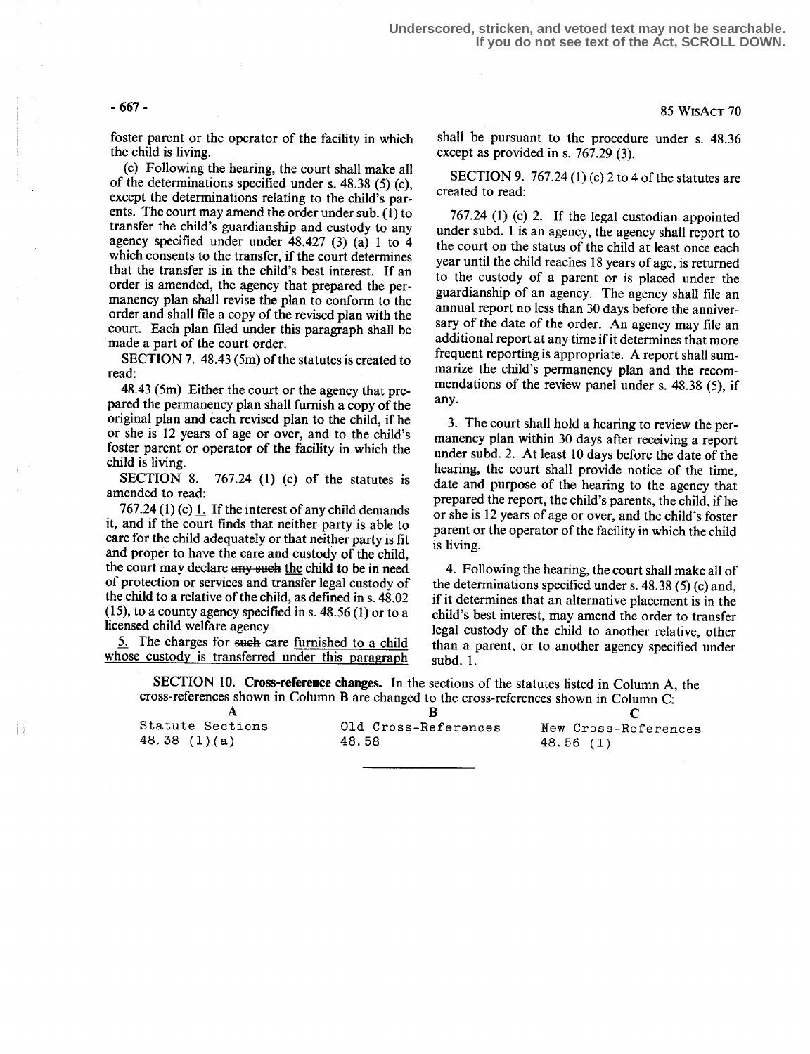foster parent or the operator of the facility in which the child is living.

(c) Following the hearing, the court shall make all of the determinations specified under s. 48.38 (5) (c), except the determinations relating to the child's parents. The court may amend the order under sub. (1) to transfer the child's guardianship and custody to any agency specified under under 48.427 (3) (a) 1 to 4 which consents to the transfer, if the court determines that the transfer is in the child's best interest. If an order is amended, the agency that prepared the permanency plan shall revise the plan to conform to the order and shall file a copy of the revised plan with the court. Each plan filed under this paragraph shall be made a part of the court order.

SECTION 7. 48.43 (5m) of the statutes is created to read:

48.43 (5m) Either the court or the agency that prepared the permanency plan shall furnish a copy of the original plan and each revised plan to the child, if he or she is 12 years of age or over, and to the child's foster parent or operator of the facility in which the child is living.

SECTION 8. 767.24 (1) (c) of the statutes is amended to read:

767.24 (1) (c) 1. If the interest of any child demands it, and if the court finds that neither party is able to care for the child adequately or that neither party is fit and proper to have the care and custody of the child, the court may declare ~~any such~~ the child to be in need of protection or services and transfer legal custody of the child to a relative of the child, as defined in s. 48.02 (15), to a county agency specified in s. 48.56 (1) or to a licensed child welfare agency.

5. The charges for ~~such~~ care furnished to a child whose custody is transferred under this paragraph shall be pursuant to the procedure under s. 48.36 except as provided in s. 767.29 (3).

SECTION 9. 767.24 (1) (c) 2 to 4 of the statutes are created to read:

767.24 (1) (c) 2. If the legal custodian appointed under subd. 1 is an agency, the agency shall report to the court on the status of the child at least once each year until the child reaches 18 years of age, is returned to the custody of a parent or is placed under the guardianship of an agency. The agency shall file an annual report no less than 30 days before the anniversary of the date of the order. An agency may file an additional report at any time if it determines that more frequent reporting is appropriate. A report shall summarize the child's permanency plan and the recommendations of the review panel under s. 48.38 (5), if any.

3. The court shall hold a hearing to review the permanency plan within 30 days after receiving a report under subd. 2. At least 10 days before the date of the hearing, the court shall provide notice of the time, date and purpose of the hearing to the agency that prepared the report, the child's parents, the child, if he or she is 12 years of age or over, and the child's foster parent or the operator of the facility in which the child is living.

4. Following the hearing, the court shall make all of the determinations specified under s. 48.38 (5) (c) and, if it determines that an alternative placement is in the child's best interest, may amend the order to transfer legal custody of the child to another relative, other than a parent, or to another agency specified under subd. 1.

SECTION 10. **Cross-reference changes.** In the sections of the statutes listed in Column A, the cross-references shown in Column B are changed to the cross-references shown in Column C:

| A | B | C |
|---|---|---|
| Statute Sections | Old Cross-References | New Cross-References |
| 48.38 (1)(a) | 48.58 | 48.56 (1) |